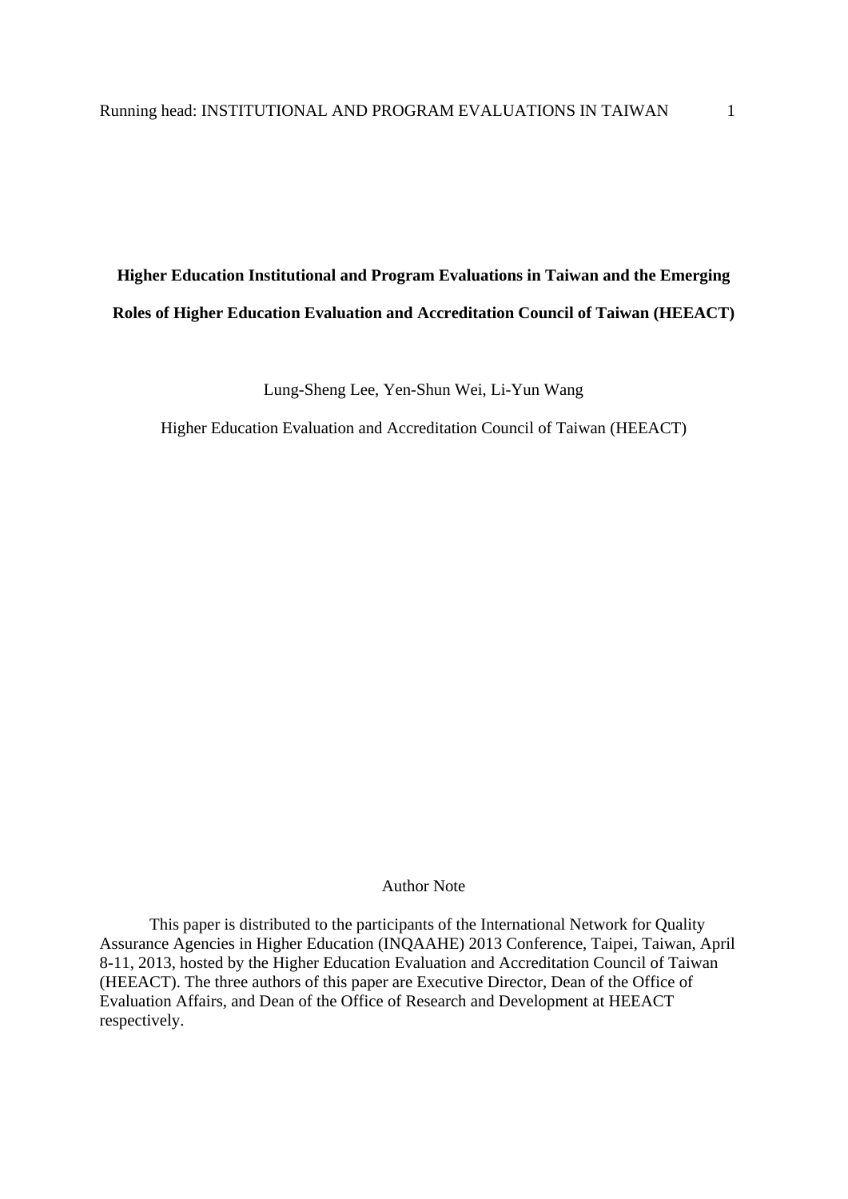# Higher Education Institutional and Program Evaluations in Taiwan and the Emerging Roles of Higher Education Evaluation and Accreditation Council of Taiwan (HEEACT)

Lung-Sheng Lee, Yen-Shun Wei, Li-Yun Wang

Higher Education Evaluation and Accreditation Council of Taiwan (HEEACT)

Author Note

This paper is distributed to the participants of the International Network for Quality Assurance Agencies in Higher Education (INQAAHE) 2013 Conference, Taipei, Taiwan, April 8-11, 2013, hosted by the Higher Education Evaluation and Accreditation Council of Taiwan (HEEACT). The three authors of this paper are Executive Director, Dean of the Office of Evaluation Affairs, and Dean of the Office of Research and Development at HEEACT respectively.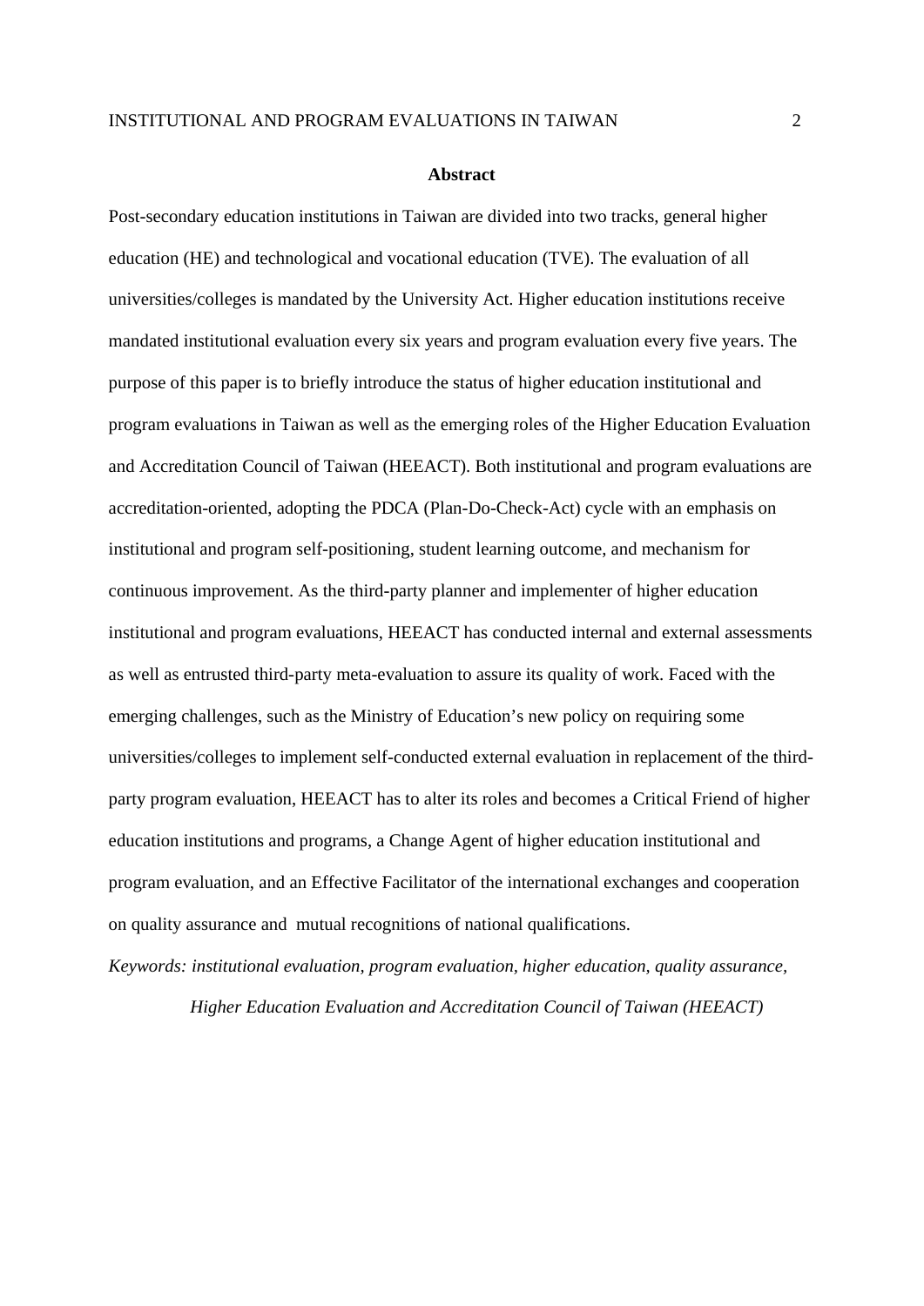## Abstract

Post-secondary education institutions in Taiwan are divided into two tracks, general higher education (HE) and technological and vocational education (TVE). The evaluation of all universities/colleges is mandated by the University Act. Higher education institutions receive mandated institutional evaluation every six years and program evaluation every five years. The purpose of this paper is to briefly introduce the status of higher education institutional and program evaluations in Taiwan as well as the emerging roles of the Higher Education Evaluation and Accreditation Council of Taiwan (HEEACT). Both institutional and program evaluations are accreditation-oriented, adopting the PDCA (Plan-Do-Check-Act) cycle with an emphasis on institutional and program self-positioning, student learning outcome, and mechanism for continuous improvement. As the third-party planner and implementer of higher education institutional and program evaluations, HEEACT has conducted internal and external assessments as well as entrusted third-party meta-evaluation to assure its quality of work. Faced with the emerging challenges, such as the Ministry of Education's new policy on requiring some universities/colleges to implement self-conducted external evaluation in replacement of the third-party program evaluation, HEEACT has to alter its roles and becomes a Critical Friend of higher education institutions and programs, a Change Agent of higher education institutional and program evaluation, and an Effective Facilitator of the international exchanges and cooperation on quality assurance and mutual recognitions of national qualifications.

*Keywords: institutional evaluation, program evaluation, higher education, quality assurance, Higher Education Evaluation and Accreditation Council of Taiwan (HEEACT)*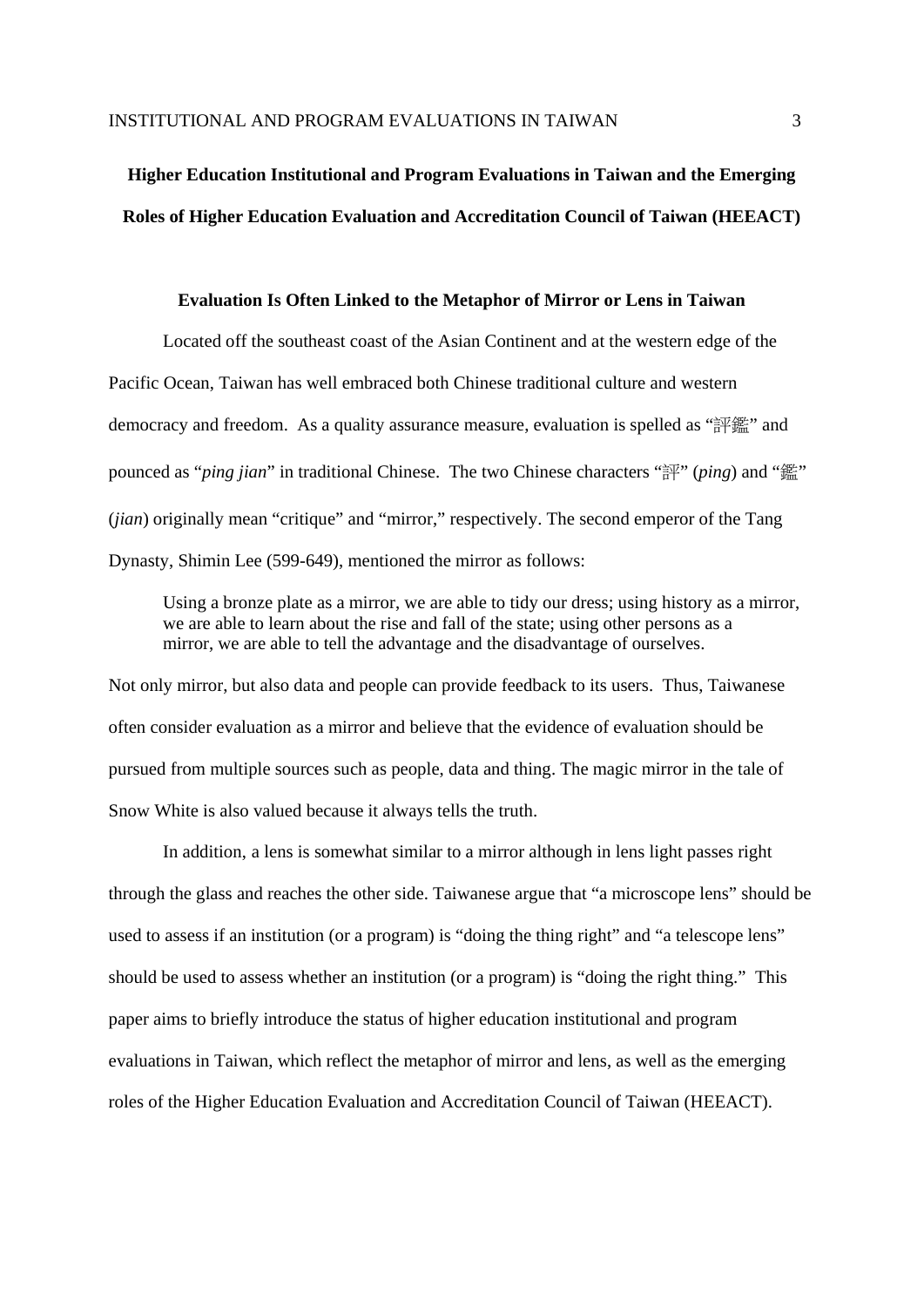# Higher Education Institutional and Program Evaluations in Taiwan and the Emerging Roles of Higher Education Evaluation and Accreditation Council of Taiwan (HEEACT)

## Evaluation Is Often Linked to the Metaphor of Mirror or Lens in Taiwan

Located off the southeast coast of the Asian Continent and at the western edge of the Pacific Ocean, Taiwan has well embraced both Chinese traditional culture and western democracy and freedom. As a quality assurance measure, evaluation is spelled as "評鑑" and pounced as "*ping jian*" in traditional Chinese. The two Chinese characters "評" (*ping*) and "鑑" (*jian*) originally mean "critique" and "mirror," respectively. The second emperor of the Tang Dynasty, Shimin Lee (599-649), mentioned the mirror as follows:

> Using a bronze plate as a mirror, we are able to tidy our dress; using history as a mirror, we are able to learn about the rise and fall of the state; using other persons as a mirror, we are able to tell the advantage and the disadvantage of ourselves.

Not only mirror, but also data and people can provide feedback to its users. Thus, Taiwanese often consider evaluation as a mirror and believe that the evidence of evaluation should be pursued from multiple sources such as people, data and thing. The magic mirror in the tale of Snow White is also valued because it always tells the truth.

In addition, a lens is somewhat similar to a mirror although in lens light passes right through the glass and reaches the other side. Taiwanese argue that "a microscope lens" should be used to assess if an institution (or a program) is "doing the thing right" and "a telescope lens" should be used to assess whether an institution (or a program) is "doing the right thing." This paper aims to briefly introduce the status of higher education institutional and program evaluations in Taiwan, which reflect the metaphor of mirror and lens, as well as the emerging roles of the Higher Education Evaluation and Accreditation Council of Taiwan (HEEACT).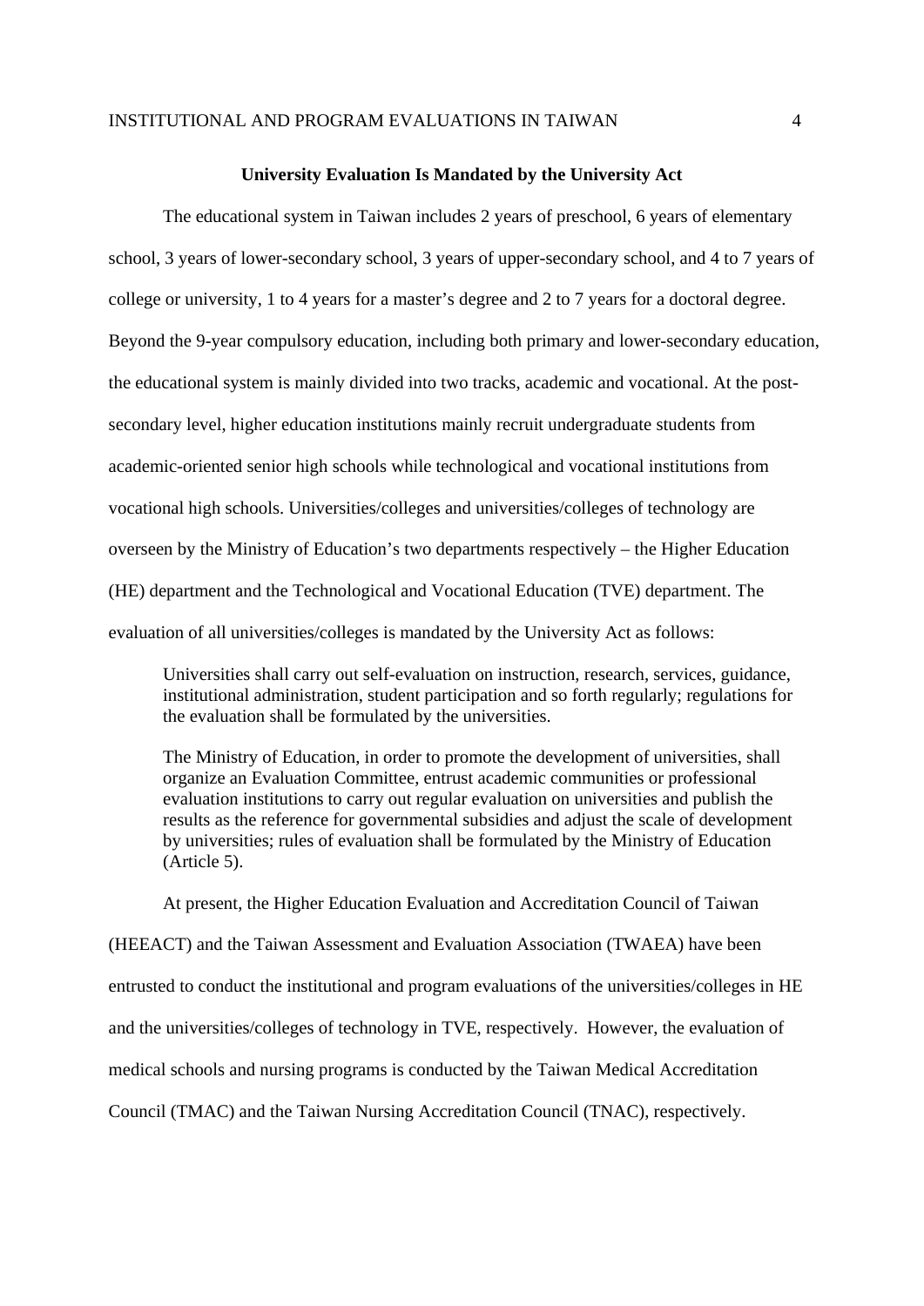## University Evaluation Is Mandated by the University Act

The educational system in Taiwan includes 2 years of preschool, 6 years of elementary school, 3 years of lower-secondary school, 3 years of upper-secondary school, and 4 to 7 years of college or university, 1 to 4 years for a master's degree and 2 to 7 years for a doctoral degree. Beyond the 9-year compulsory education, including both primary and lower-secondary education, the educational system is mainly divided into two tracks, academic and vocational. At the post-secondary level, higher education institutions mainly recruit undergraduate students from academic-oriented senior high schools while technological and vocational institutions from vocational high schools. Universities/colleges and universities/colleges of technology are overseen by the Ministry of Education's two departments respectively – the Higher Education (HE) department and the Technological and Vocational Education (TVE) department. The evaluation of all universities/colleges is mandated by the University Act as follows:

> Universities shall carry out self-evaluation on instruction, research, services, guidance, institutional administration, student participation and so forth regularly; regulations for the evaluation shall be formulated by the universities.
>
> The Ministry of Education, in order to promote the development of universities, shall organize an Evaluation Committee, entrust academic communities or professional evaluation institutions to carry out regular evaluation on universities and publish the results as the reference for governmental subsidies and adjust the scale of development by universities; rules of evaluation shall be formulated by the Ministry of Education (Article 5).

At present, the Higher Education Evaluation and Accreditation Council of Taiwan (HEEACT) and the Taiwan Assessment and Evaluation Association (TWAEA) have been entrusted to conduct the institutional and program evaluations of the universities/colleges in HE and the universities/colleges of technology in TVE, respectively. However, the evaluation of medical schools and nursing programs is conducted by the Taiwan Medical Accreditation Council (TMAC) and the Taiwan Nursing Accreditation Council (TNAC), respectively.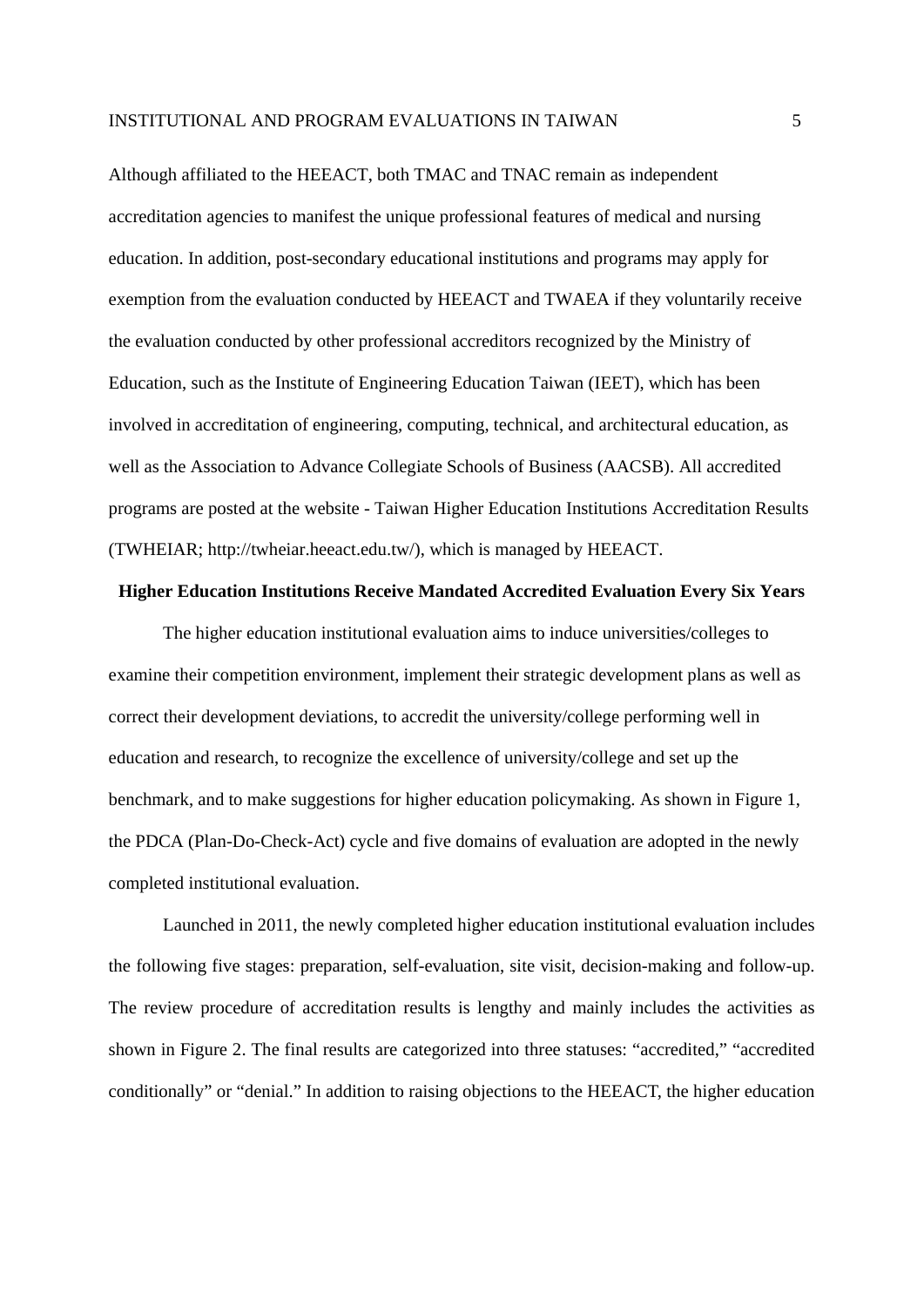Although affiliated to the HEEACT, both TMAC and TNAC remain as independent accreditation agencies to manifest the unique professional features of medical and nursing education. In addition, post-secondary educational institutions and programs may apply for exemption from the evaluation conducted by HEEACT and TWAEA if they voluntarily receive the evaluation conducted by other professional accreditors recognized by the Ministry of Education, such as the Institute of Engineering Education Taiwan (IEET), which has been involved in accreditation of engineering, computing, technical, and architectural education, as well as the Association to Advance Collegiate Schools of Business (AACSB). All accredited programs are posted at the website - Taiwan Higher Education Institutions Accreditation Results (TWHEIAR; http://twheiar.heeact.edu.tw/), which is managed by HEEACT.

## Higher Education Institutions Receive Mandated Accredited Evaluation Every Six Years

The higher education institutional evaluation aims to induce universities/colleges to examine their competition environment, implement their strategic development plans as well as correct their development deviations, to accredit the university/college performing well in education and research, to recognize the excellence of university/college and set up the benchmark, and to make suggestions for higher education policymaking. As shown in Figure 1, the PDCA (Plan-Do-Check-Act) cycle and five domains of evaluation are adopted in the newly completed institutional evaluation.

Launched in 2011, the newly completed higher education institutional evaluation includes the following five stages: preparation, self-evaluation, site visit, decision-making and follow-up. The review procedure of accreditation results is lengthy and mainly includes the activities as shown in Figure 2. The final results are categorized into three statuses: "accredited," "accredited conditionally" or "denial." In addition to raising objections to the HEEACT, the higher education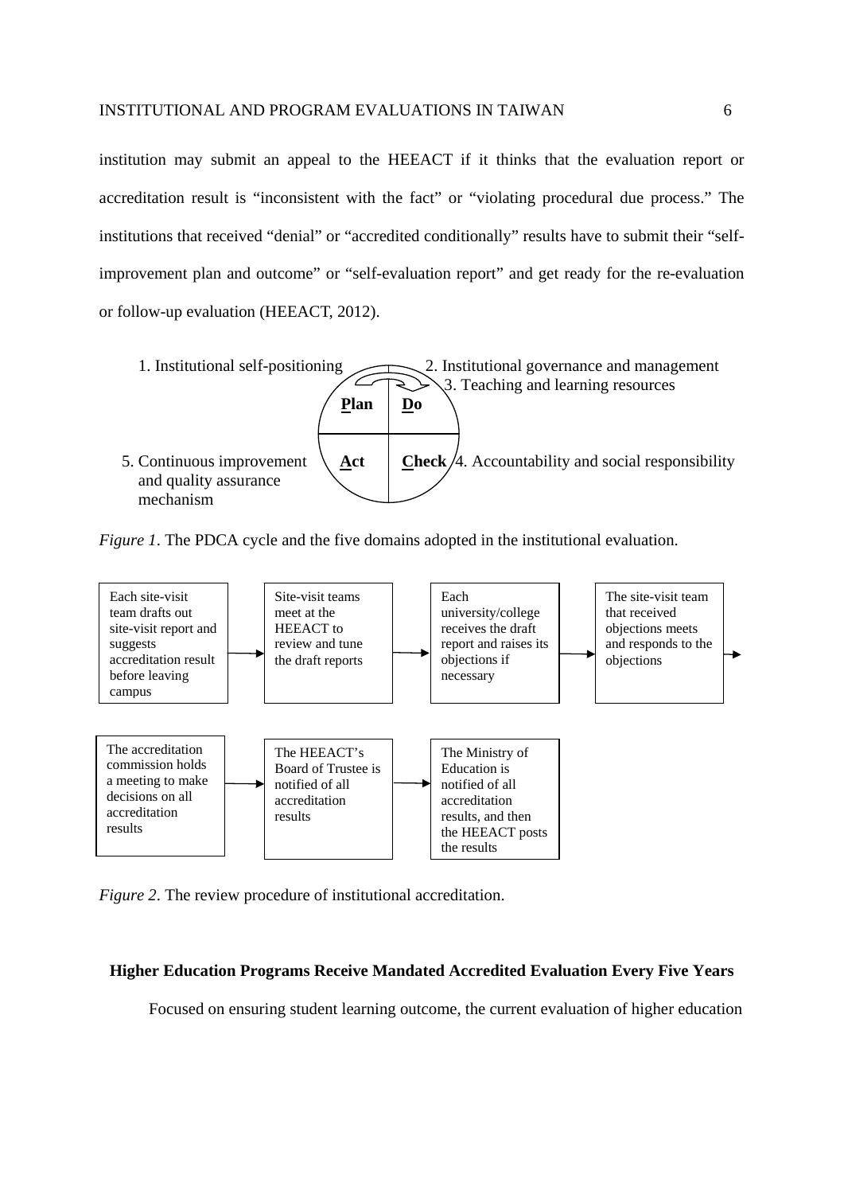institution may submit an appeal to the HEEACT if it thinks that the evaluation report or accreditation result is "inconsistent with the fact" or "violating procedural due process." The institutions that received "denial" or "accredited conditionally" results have to submit their "self-improvement plan and outcome" or "self-evaluation report" and get ready for the re-evaluation or follow-up evaluation (HEEACT, 2012).

1. Institutional self-positioning

2. Institutional governance and management

3. Teaching and learning resources

**Plan** | **Do**

**Act** | **Check**

4. Accountability and social responsibility

5. Continuous improvement and quality assurance mechanism

*Figure 1*. The PDCA cycle and the five domains adopted in the institutional evaluation.

Each site-visit team drafts out site-visit report and suggests accreditation result before leaving campus → Site-visit teams meet at the HEEACT to review and tune the draft reports → Each university/college receives the draft report and raises its objections if necessary → The site-visit team that received objections meets and responds to the objections →

The accreditation commission holds a meeting to make decisions on all accreditation results → The HEEACT's Board of Trustee is notified of all accreditation results → The Ministry of Education is notified of all accreditation results, and then the HEEACT posts the results

*Figure 2*. The review procedure of institutional accreditation.

## Higher Education Programs Receive Mandated Accredited Evaluation Every Five Years

Focused on ensuring student learning outcome, the current evaluation of higher education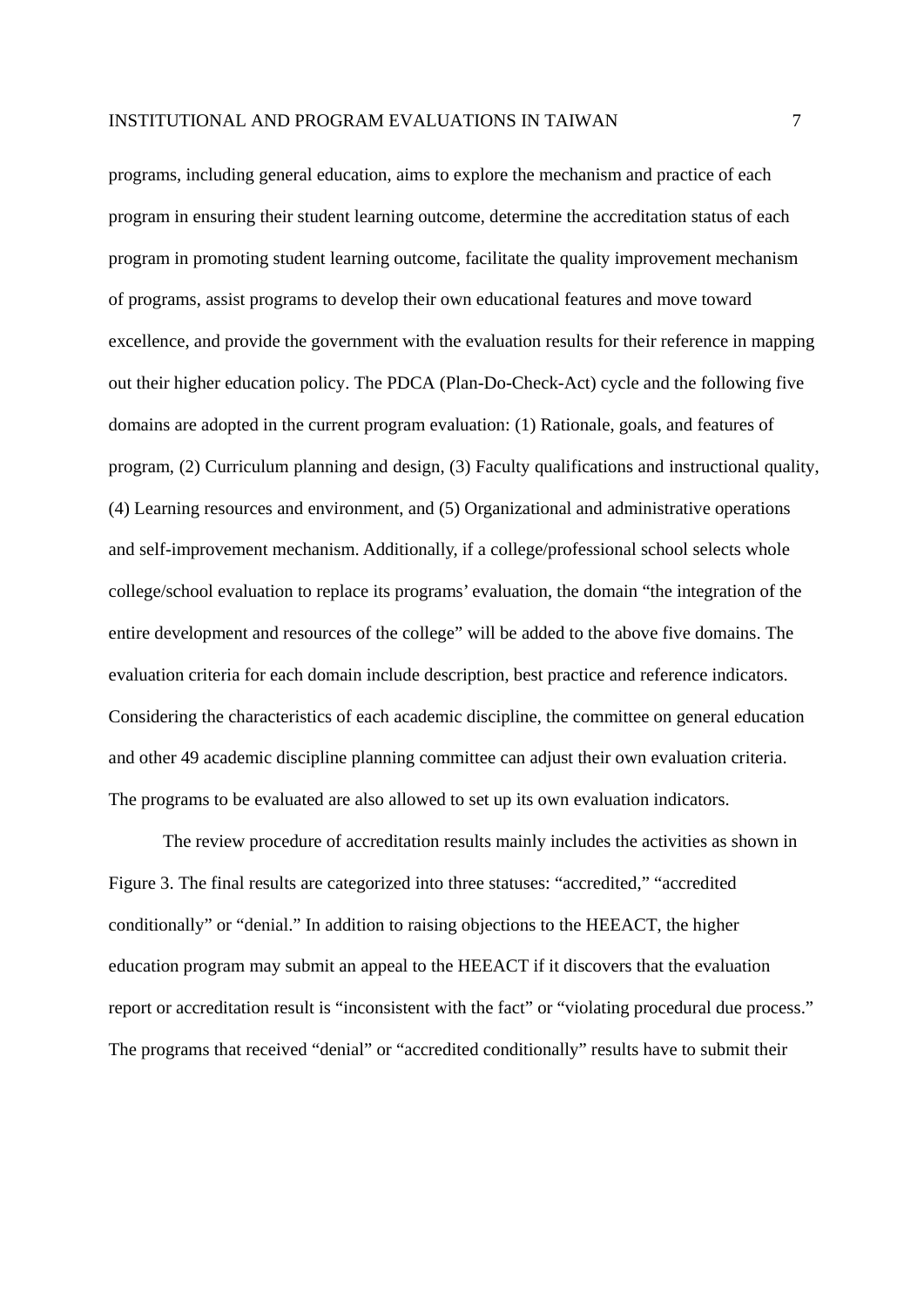programs, including general education, aims to explore the mechanism and practice of each program in ensuring their student learning outcome, determine the accreditation status of each program in promoting student learning outcome, facilitate the quality improvement mechanism of programs, assist programs to develop their own educational features and move toward excellence, and provide the government with the evaluation results for their reference in mapping out their higher education policy. The PDCA (Plan-Do-Check-Act) cycle and the following five domains are adopted in the current program evaluation: (1) Rationale, goals, and features of program, (2) Curriculum planning and design, (3) Faculty qualifications and instructional quality, (4) Learning resources and environment, and (5) Organizational and administrative operations and self-improvement mechanism. Additionally, if a college/professional school selects whole college/school evaluation to replace its programs' evaluation, the domain "the integration of the entire development and resources of the college" will be added to the above five domains. The evaluation criteria for each domain include description, best practice and reference indicators. Considering the characteristics of each academic discipline, the committee on general education and other 49 academic discipline planning committee can adjust their own evaluation criteria. The programs to be evaluated are also allowed to set up its own evaluation indicators.

The review procedure of accreditation results mainly includes the activities as shown in Figure 3. The final results are categorized into three statuses: "accredited," "accredited conditionally" or "denial." In addition to raising objections to the HEEACT, the higher education program may submit an appeal to the HEEACT if it discovers that the evaluation report or accreditation result is "inconsistent with the fact" or "violating procedural due process." The programs that received "denial" or "accredited conditionally" results have to submit their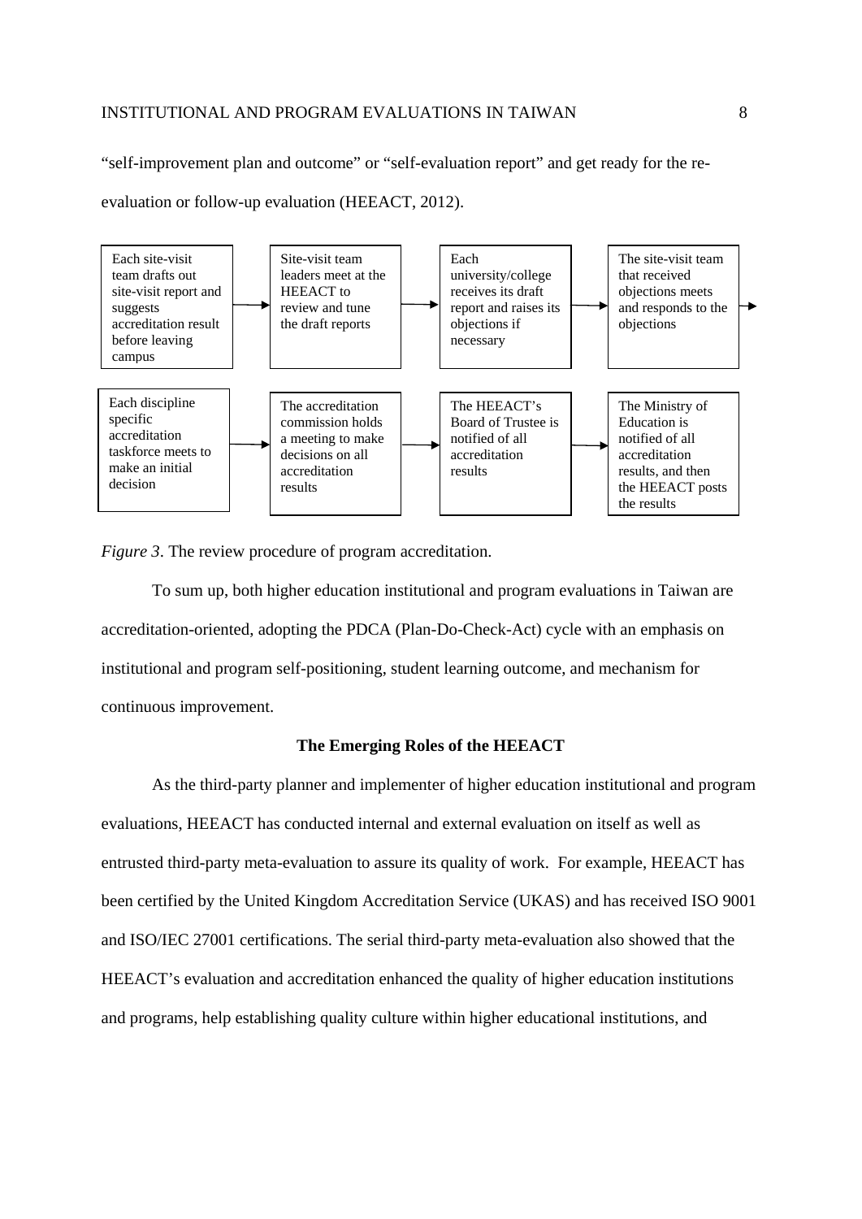"self-improvement plan and outcome" or "self-evaluation report" and get ready for the re-evaluation or follow-up evaluation (HEEACT, 2012).

Each site-visit team drafts out site-visit report and suggests accreditation result before leaving campus → Site-visit team leaders meet at the HEEACT to review and tune the draft reports → Each university/college receives its draft report and raises its objections if necessary → The site-visit team that received objections meets and responds to the objections →

Each discipline specific accreditation taskforce meets to make an initial decision → The accreditation commission holds a meeting to make decisions on all accreditation results → The HEEACT's Board of Trustee is notified of all accreditation results → The Ministry of Education is notified of all accreditation results, and then the HEEACT posts the results

*Figure 3*. The review procedure of program accreditation.

To sum up, both higher education institutional and program evaluations in Taiwan are accreditation-oriented, adopting the PDCA (Plan-Do-Check-Act) cycle with an emphasis on institutional and program self-positioning, student learning outcome, and mechanism for continuous improvement.

## The Emerging Roles of the HEEACT

As the third-party planner and implementer of higher education institutional and program evaluations, HEEACT has conducted internal and external evaluation on itself as well as entrusted third-party meta-evaluation to assure its quality of work. For example, HEEACT has been certified by the United Kingdom Accreditation Service (UKAS) and has received ISO 9001 and ISO/IEC 27001 certifications. The serial third-party meta-evaluation also showed that the HEEACT's evaluation and accreditation enhanced the quality of higher education institutions and programs, help establishing quality culture within higher educational institutions, and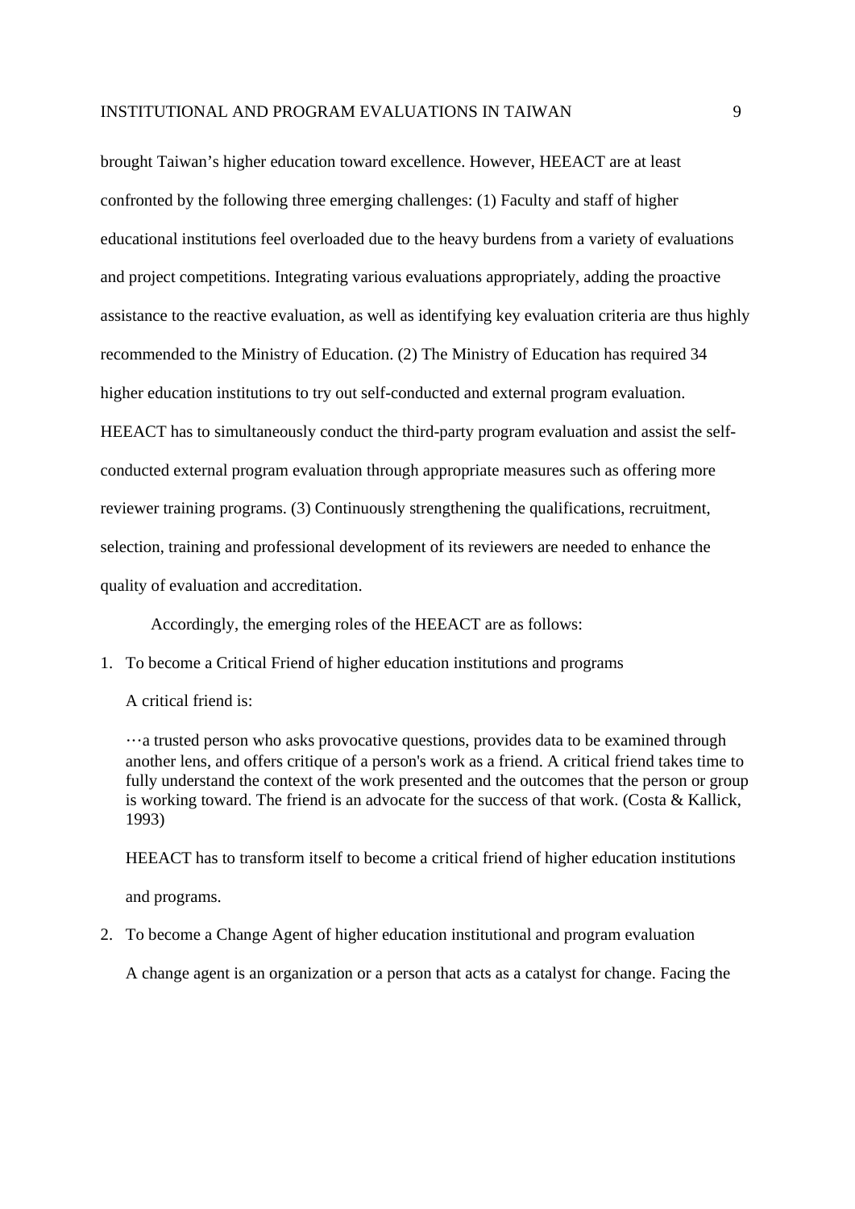brought Taiwan's higher education toward excellence. However, HEEACT are at least confronted by the following three emerging challenges: (1) Faculty and staff of higher educational institutions feel overloaded due to the heavy burdens from a variety of evaluations and project competitions. Integrating various evaluations appropriately, adding the proactive assistance to the reactive evaluation, as well as identifying key evaluation criteria are thus highly recommended to the Ministry of Education. (2) The Ministry of Education has required 34 higher education institutions to try out self-conducted and external program evaluation. HEEACT has to simultaneously conduct the third-party program evaluation and assist the self-conducted external program evaluation through appropriate measures such as offering more reviewer training programs. (3) Continuously strengthening the qualifications, recruitment, selection, training and professional development of its reviewers are needed to enhance the quality of evaluation and accreditation.

Accordingly, the emerging roles of the HEEACT are as follows:

1. To become a Critical Friend of higher education institutions and programs

   A critical friend is:

   > …a trusted person who asks provocative questions, provides data to be examined through another lens, and offers critique of a person's work as a friend. A critical friend takes time to fully understand the context of the work presented and the outcomes that the person or group is working toward. The friend is an advocate for the success of that work. (Costa & Kallick, 1993)

   HEEACT has to transform itself to become a critical friend of higher education institutions and programs.

2. To become a Change Agent of higher education institutional and program evaluation

   A change agent is an organization or a person that acts as a catalyst for change. Facing the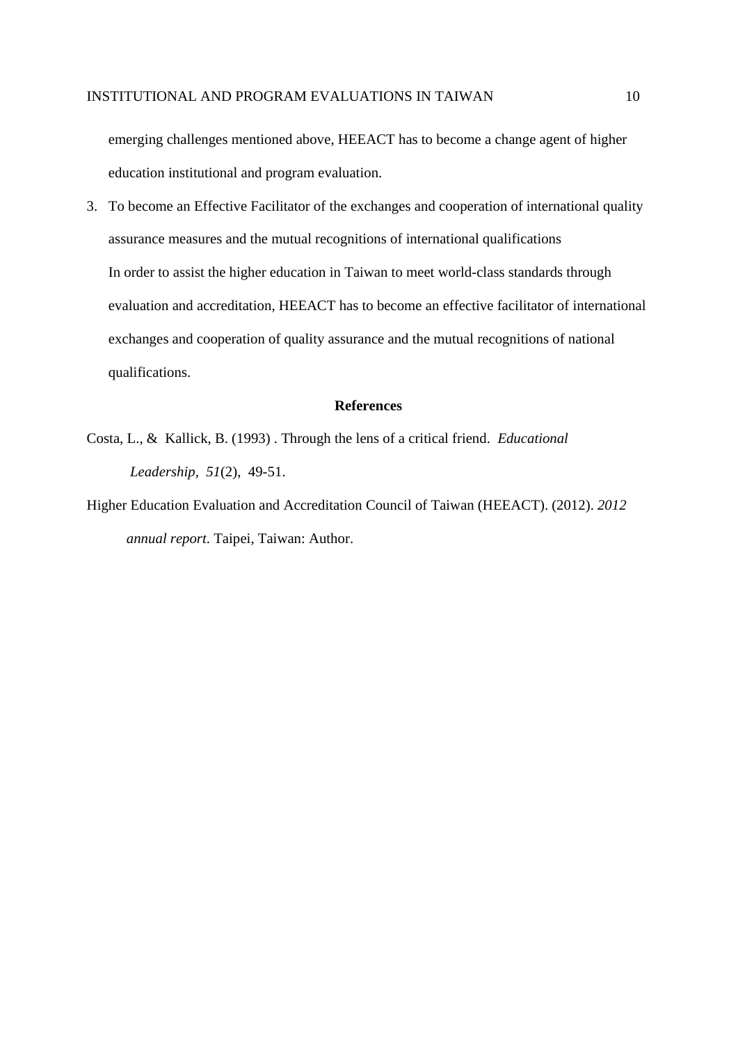emerging challenges mentioned above, HEEACT has to become a change agent of higher education institutional and program evaluation.

3. To become an Effective Facilitator of the exchanges and cooperation of international quality assurance measures and the mutual recognitions of international qualifications
   In order to assist the higher education in Taiwan to meet world-class standards through evaluation and accreditation, HEEACT has to become an effective facilitator of international exchanges and cooperation of quality assurance and the mutual recognitions of national qualifications.

## References

Costa, L., & Kallick, B. (1993) . Through the lens of a critical friend. *Educational Leadership, 51*(2), 49-51.

Higher Education Evaluation and Accreditation Council of Taiwan (HEEACT). (2012). *2012 annual report*. Taipei, Taiwan: Author.